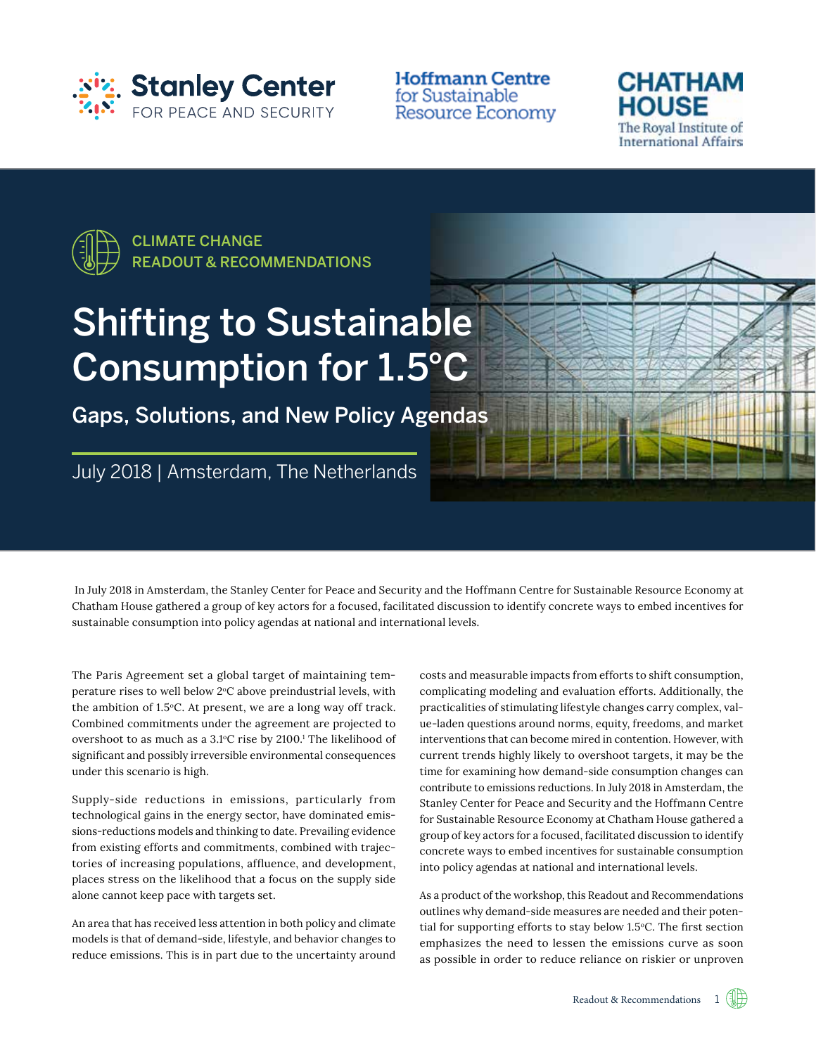Stanley Center FOR PEACE AND SECURITY

Hoffmann Centre for Sustainable Resource Economy

CHATHAM HOUSE The Royal Institute of International Affairs

CLIMATE CHANGE
READOUT & RECOMMENDATIONS

# Shifting to Sustainable Consumption for 1.5°C

## Gaps, Solutions, and New Policy Agendas

July 2018 | Amsterdam, The Netherlands

In July 2018 in Amsterdam, the Stanley Center for Peace and Security and the Hoffmann Centre for Sustainable Resource Economy at Chatham House gathered a group of key actors for a focused, facilitated discussion to identify concrete ways to embed incentives for sustainable consumption into policy agendas at national and international levels.

The Paris Agreement set a global target of maintaining temperature rises to well below 2°C above preindustrial levels, with the ambition of 1.5°C. At present, we are a long way off track. Combined commitments under the agreement are projected to overshoot to as much as a 3.1°C rise by 2100.[1] The likelihood of significant and possibly irreversible environmental consequences under this scenario is high.

Supply-side reductions in emissions, particularly from technological gains in the energy sector, have dominated emissions-reductions models and thinking to date. Prevailing evidence from existing efforts and commitments, combined with trajectories of increasing populations, affluence, and development, places stress on the likelihood that a focus on the supply side alone cannot keep pace with targets set.

An area that has received less attention in both policy and climate models is that of demand-side, lifestyle, and behavior changes to reduce emissions. This is in part due to the uncertainty around costs and measurable impacts from efforts to shift consumption, complicating modeling and evaluation efforts. Additionally, the practicalities of stimulating lifestyle changes carry complex, value-laden questions around norms, equity, freedoms, and market interventions that can become mired in contention. However, with current trends highly likely to overshoot targets, it may be the time for examining how demand-side consumption changes can contribute to emissions reductions. In July 2018 in Amsterdam, the Stanley Center for Peace and Security and the Hoffmann Centre for Sustainable Resource Economy at Chatham House gathered a group of key actors for a focused, facilitated discussion to identify concrete ways to embed incentives for sustainable consumption into policy agendas at national and international levels.

As a product of the workshop, this Readout and Recommendations outlines why demand-side measures are needed and their potential for supporting efforts to stay below 1.5°C. The first section emphasizes the need to lessen the emissions curve as soon as possible in order to reduce reliance on riskier or unproven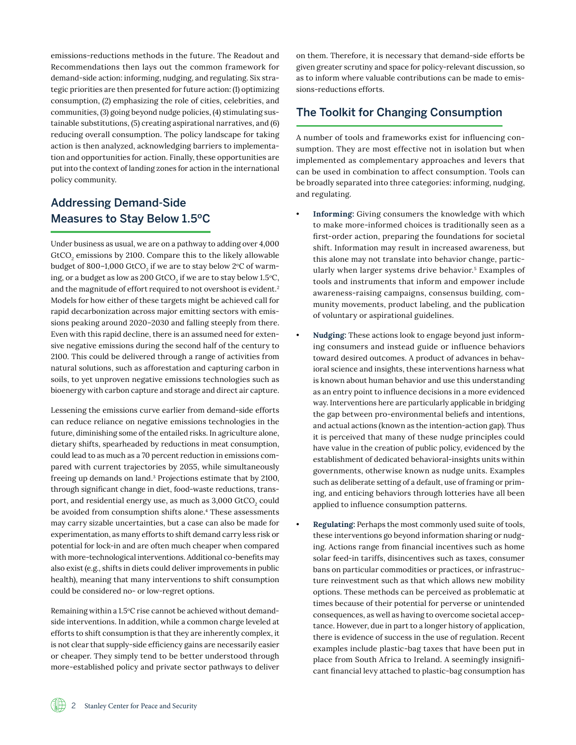emissions-reductions methods in the future. The Readout and Recommendations then lays out the common framework for demand-side action: informing, nudging, and regulating. Six strategic priorities are then presented for future action: (1) optimizing consumption, (2) emphasizing the role of cities, celebrities, and communities, (3) going beyond nudge policies, (4) stimulating sustainable substitutions, (5) creating aspirational narratives, and (6) reducing overall consumption. The policy landscape for taking action is then analyzed, acknowledging barriers to implementation and opportunities for action. Finally, these opportunities are put into the context of landing zones for action in the international policy community.

## Addressing Demand-Side Measures to Stay Below 1.5°C

Under business as usual, we are on a pathway to adding over 4,000 $GtCO_2$ emissions by 2100. Compare this to the likely allowable budget of 800–1,000 $GtCO_2$ if we are to stay below 2°C of warming, or a budget as low as 200 $GtCO_2$ if we are to stay below 1.5°C, and the magnitude of effort required to not overshoot is evident.[2] Models for how either of these targets might be achieved call for rapid decarbonization across major emitting sectors with emissions peaking around 2020–2030 and falling steeply from there. Even with this rapid decline, there is an assumed need for extensive negative emissions during the second half of the century to 2100. This could be delivered through a range of activities from natural solutions, such as afforestation and capturing carbon in soils, to yet unproven negative emissions technologies such as bioenergy with carbon capture and storage and direct air capture.

Lessening the emissions curve earlier from demand-side efforts can reduce reliance on negative emissions technologies in the future, diminishing some of the entailed risks. In agriculture alone, dietary shifts, spearheaded by reductions in meat consumption, could lead to as much as a 70 percent reduction in emissions compared with current trajectories by 2055, while simultaneously freeing up demands on land.[3] Projections estimate that by 2100, through significant change in diet, food-waste reductions, transport, and residential energy use, as much as 3,000 $GtCO_2$ could be avoided from consumption shifts alone.[4] These assessments may carry sizable uncertainties, but a case can also be made for experimentation, as many efforts to shift demand carry less risk or potential for lock-in and are often much cheaper when compared with more-technological interventions. Additional co-benefits may also exist (e.g., shifts in diets could deliver improvements in public health), meaning that many interventions to shift consumption could be considered no- or low-regret options.

Remaining within a 1.5°C rise cannot be achieved without demand-side interventions. In addition, while a common charge leveled at efforts to shift consumption is that they are inherently complex, it is not clear that supply-side efficiency gains are necessarily easier or cheaper. They simply tend to be better understood through more-established policy and private sector pathways to deliver on them. Therefore, it is necessary that demand-side efforts be given greater scrutiny and space for policy-relevant discussion, so as to inform where valuable contributions can be made to emissions-reductions efforts.

## The Toolkit for Changing Consumption

A number of tools and frameworks exist for influencing consumption. They are most effective not in isolation but when implemented as complementary approaches and levers that can be used in combination to affect consumption. Tools can be broadly separated into three categories: informing, nudging, and regulating.

- **Informing:** Giving consumers the knowledge with which to make more-informed choices is traditionally seen as a first-order action, preparing the foundations for societal shift. Information may result in increased awareness, but this alone may not translate into behavior change, particularly when larger systems drive behavior.[5] Examples of tools and instruments that inform and empower include awareness-raising campaigns, consensus building, community movements, product labeling, and the publication of voluntary or aspirational guidelines.

- **Nudging:** These actions look to engage beyond just informing consumers and instead guide or influence behaviors toward desired outcomes. A product of advances in behavioral science and insights, these interventions harness what is known about human behavior and use this understanding as an entry point to influence decisions in a more evidenced way. Interventions here are particularly applicable in bridging the gap between pro-environmental beliefs and intentions, and actual actions (known as the intention-action gap). Thus it is perceived that many of these nudge principles could have value in the creation of public policy, evidenced by the establishment of dedicated behavioral-insights units within governments, otherwise known as nudge units. Examples such as deliberate setting of a default, use of framing or priming, and enticing behaviors through lotteries have all been applied to influence consumption patterns.

- **Regulating:** Perhaps the most commonly used suite of tools, these interventions go beyond information sharing or nudging. Actions range from financial incentives such as home solar feed-in tariffs, disincentives such as taxes, consumer bans on particular commodities or practices, or infrastructure reinvestment such as that which allows new mobility options. These methods can be perceived as problematic at times because of their potential for perverse or unintended consequences, as well as having to overcome societal acceptance. However, due in part to a longer history of application, there is evidence of success in the use of regulation. Recent examples include plastic-bag taxes that have been put in place from South Africa to Ireland. A seemingly insignificant financial levy attached to plastic-bag consumption has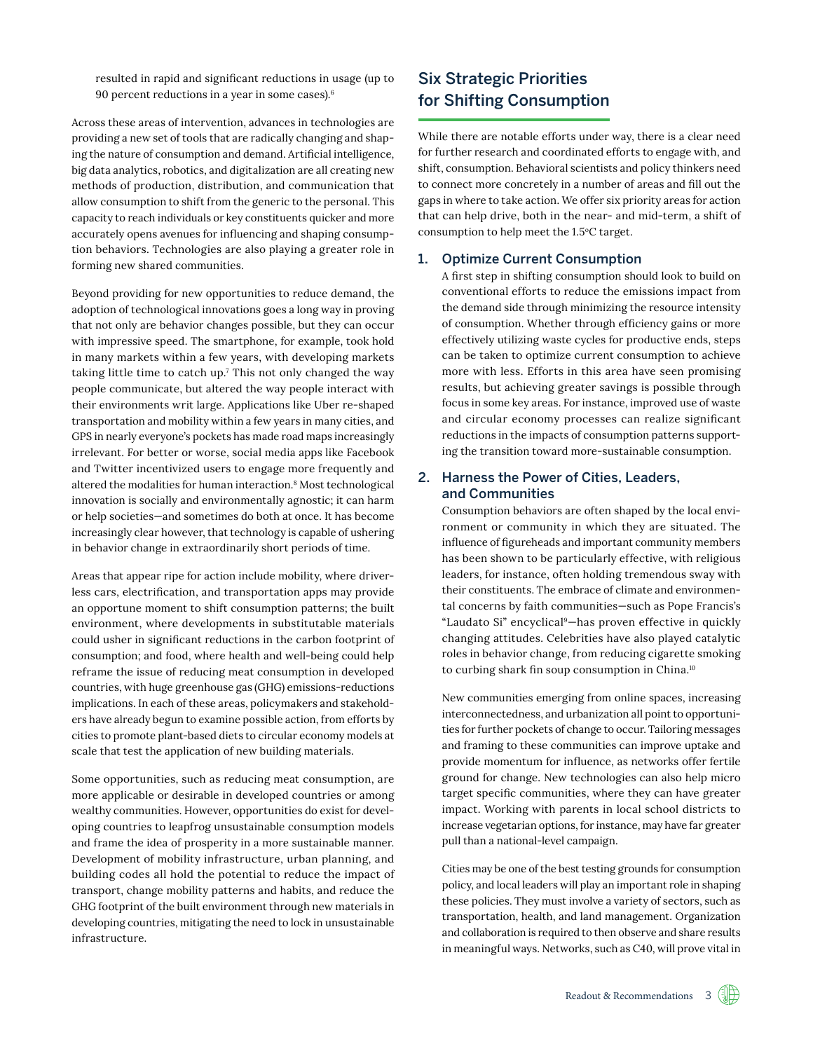resulted in rapid and significant reductions in usage (up to 90 percent reductions in a year in some cases).[6]

Across these areas of intervention, advances in technologies are providing a new set of tools that are radically changing and shaping the nature of consumption and demand. Artificial intelligence, big data analytics, robotics, and digitalization are all creating new methods of production, distribution, and communication that allow consumption to shift from the generic to the personal. This capacity to reach individuals or key constituents quicker and more accurately opens avenues for influencing and shaping consumption behaviors. Technologies are also playing a greater role in forming new shared communities.

Beyond providing for new opportunities to reduce demand, the adoption of technological innovations goes a long way in proving that not only are behavior changes possible, but they can occur with impressive speed. The smartphone, for example, took hold in many markets within a few years, with developing markets taking little time to catch up.[7] This not only changed the way people communicate, but altered the way people interact with their environments writ large. Applications like Uber re-shaped transportation and mobility within a few years in many cities, and GPS in nearly everyone's pockets has made road maps increasingly irrelevant. For better or worse, social media apps like Facebook and Twitter incentivized users to engage more frequently and altered the modalities for human interaction.[8] Most technological innovation is socially and environmentally agnostic; it can harm or help societies—and sometimes do both at once. It has become increasingly clear however, that technology is capable of ushering in behavior change in extraordinarily short periods of time.

Areas that appear ripe for action include mobility, where driverless cars, electrification, and transportation apps may provide an opportune moment to shift consumption patterns; the built environment, where developments in substitutable materials could usher in significant reductions in the carbon footprint of consumption; and food, where health and well-being could help reframe the issue of reducing meat consumption in developed countries, with huge greenhouse gas (GHG) emissions-reductions implications. In each of these areas, policymakers and stakeholders have already begun to examine possible action, from efforts by cities to promote plant-based diets to circular economy models at scale that test the application of new building materials.

Some opportunities, such as reducing meat consumption, are more applicable or desirable in developed countries or among wealthy communities. However, opportunities do exist for developing countries to leapfrog unsustainable consumption models and frame the idea of prosperity in a more sustainable manner. Development of mobility infrastructure, urban planning, and building codes all hold the potential to reduce the impact of transport, change mobility patterns and habits, and reduce the GHG footprint of the built environment through new materials in developing countries, mitigating the need to lock in unsustainable infrastructure.

## Six Strategic Priorities for Shifting Consumption

While there are notable efforts under way, there is a clear need for further research and coordinated efforts to engage with, and shift, consumption. Behavioral scientists and policy thinkers need to connect more concretely in a number of areas and fill out the gaps in where to take action. We offer six priority areas for action that can help drive, both in the near- and mid-term, a shift of consumption to help meet the 1.5°C target.

### 1. Optimize Current Consumption

A first step in shifting consumption should look to build on conventional efforts to reduce the emissions impact from the demand side through minimizing the resource intensity of consumption. Whether through efficiency gains or more effectively utilizing waste cycles for productive ends, steps can be taken to optimize current consumption to achieve more with less. Efforts in this area have seen promising results, but achieving greater savings is possible through focus in some key areas. For instance, improved use of waste and circular economy processes can realize significant reductions in the impacts of consumption patterns supporting the transition toward more-sustainable consumption.

### 2. Harness the Power of Cities, Leaders, and Communities

Consumption behaviors are often shaped by the local environment or community in which they are situated. The influence of figureheads and important community members has been shown to be particularly effective, with religious leaders, for instance, often holding tremendous sway with their constituents. The embrace of climate and environmental concerns by faith communities—such as Pope Francis's "Laudato Si" encyclical[9]—has proven effective in quickly changing attitudes. Celebrities have also played catalytic roles in behavior change, from reducing cigarette smoking to curbing shark fin soup consumption in China.[10]

New communities emerging from online spaces, increasing interconnectedness, and urbanization all point to opportunities for further pockets of change to occur. Tailoring messages and framing to these communities can improve uptake and provide momentum for influence, as networks offer fertile ground for change. New technologies can also help micro target specific communities, where they can have greater impact. Working with parents in local school districts to increase vegetarian options, for instance, may have far greater pull than a national-level campaign.

Cities may be one of the best testing grounds for consumption policy, and local leaders will play an important role in shaping these policies. They must involve a variety of sectors, such as transportation, health, and land management. Organization and collaboration is required to then observe and share results in meaningful ways. Networks, such as C40, will prove vital in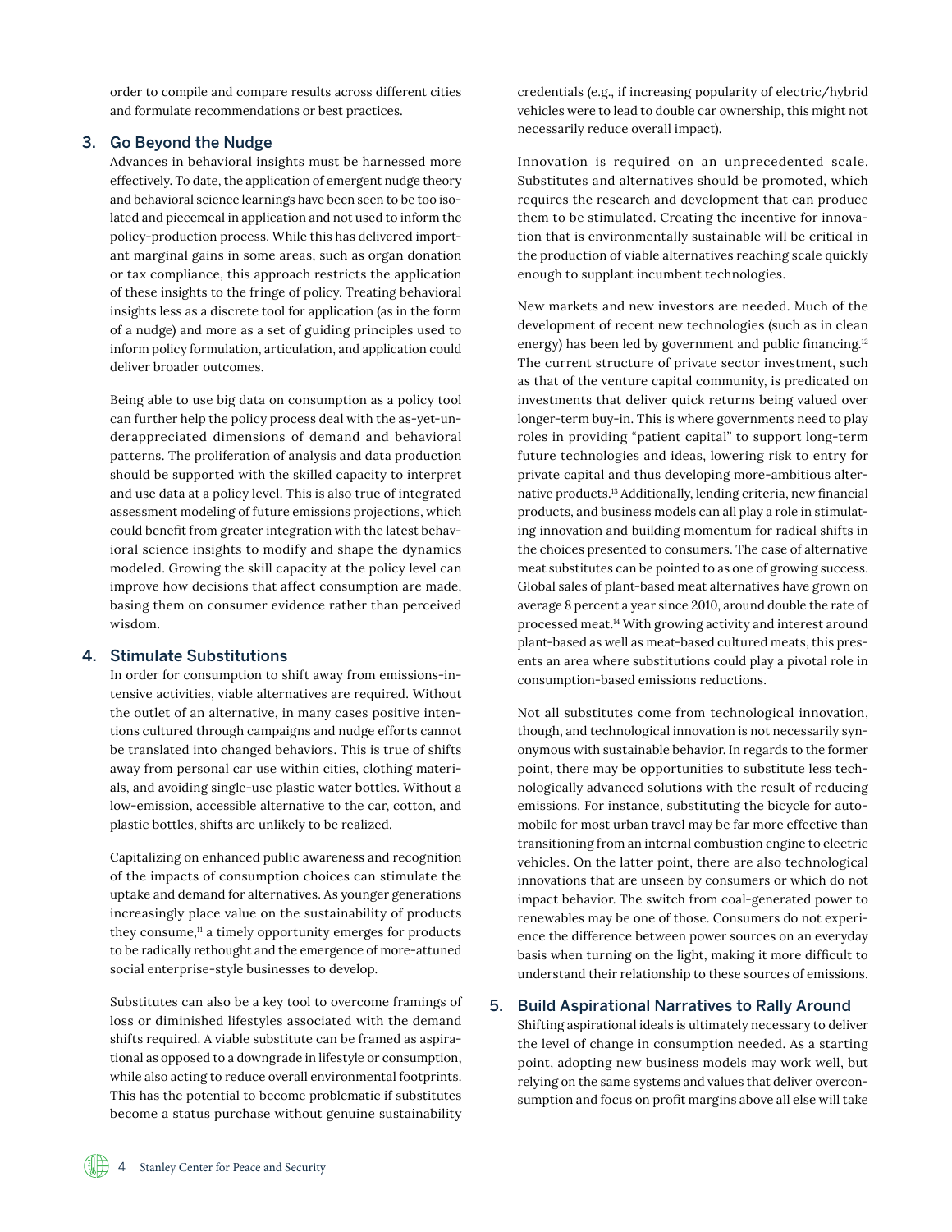order to compile and compare results across different cities and formulate recommendations or best practices.

## 3. Go Beyond the Nudge

Advances in behavioral insights must be harnessed more effectively. To date, the application of emergent nudge theory and behavioral science learnings have been seen to be too isolated and piecemeal in application and not used to inform the policy-production process. While this has delivered important marginal gains in some areas, such as organ donation or tax compliance, this approach restricts the application of these insights to the fringe of policy. Treating behavioral insights less as a discrete tool for application (as in the form of a nudge) and more as a set of guiding principles used to inform policy formulation, articulation, and application could deliver broader outcomes.

Being able to use big data on consumption as a policy tool can further help the policy process deal with the as-yet-underappreciated dimensions of demand and behavioral patterns. The proliferation of analysis and data production should be supported with the skilled capacity to interpret and use data at a policy level. This is also true of integrated assessment modeling of future emissions projections, which could benefit from greater integration with the latest behavioral science insights to modify and shape the dynamics modeled. Growing the skill capacity at the policy level can improve how decisions that affect consumption are made, basing them on consumer evidence rather than perceived wisdom.

## 4. Stimulate Substitutions

In order for consumption to shift away from emissions-intensive activities, viable alternatives are required. Without the outlet of an alternative, in many cases positive intentions cultured through campaigns and nudge efforts cannot be translated into changed behaviors. This is true of shifts away from personal car use within cities, clothing materials, and avoiding single-use plastic water bottles. Without a low-emission, accessible alternative to the car, cotton, and plastic bottles, shifts are unlikely to be realized.

Capitalizing on enhanced public awareness and recognition of the impacts of consumption choices can stimulate the uptake and demand for alternatives. As younger generations increasingly place value on the sustainability of products they consume,[11] a timely opportunity emerges for products to be radically rethought and the emergence of more-attuned social enterprise-style businesses to develop.

Substitutes can also be a key tool to overcome framings of loss or diminished lifestyles associated with the demand shifts required. A viable substitute can be framed as aspirational as opposed to a downgrade in lifestyle or consumption, while also acting to reduce overall environmental footprints. This has the potential to become problematic if substitutes become a status purchase without genuine sustainability credentials (e.g., if increasing popularity of electric/hybrid vehicles were to lead to double car ownership, this might not necessarily reduce overall impact).

Innovation is required on an unprecedented scale. Substitutes and alternatives should be promoted, which requires the research and development that can produce them to be stimulated. Creating the incentive for innovation that is environmentally sustainable will be critical in the production of viable alternatives reaching scale quickly enough to supplant incumbent technologies.

New markets and new investors are needed. Much of the development of recent new technologies (such as in clean energy) has been led by government and public financing.[12] The current structure of private sector investment, such as that of the venture capital community, is predicated on investments that deliver quick returns being valued over longer-term buy-in. This is where governments need to play roles in providing "patient capital" to support long-term future technologies and ideas, lowering risk to entry for private capital and thus developing more-ambitious alternative products.[13] Additionally, lending criteria, new financial products, and business models can all play a role in stimulating innovation and building momentum for radical shifts in the choices presented to consumers. The case of alternative meat substitutes can be pointed to as one of growing success. Global sales of plant-based meat alternatives have grown on average 8 percent a year since 2010, around double the rate of processed meat.[14] With growing activity and interest around plant-based as well as meat-based cultured meats, this presents an area where substitutions could play a pivotal role in consumption-based emissions reductions.

Not all substitutes come from technological innovation, though, and technological innovation is not necessarily synonymous with sustainable behavior. In regards to the former point, there may be opportunities to substitute less technologically advanced solutions with the result of reducing emissions. For instance, substituting the bicycle for automobile for most urban travel may be far more effective than transitioning from an internal combustion engine to electric vehicles. On the latter point, there are also technological innovations that are unseen by consumers or which do not impact behavior. The switch from coal-generated power to renewables may be one of those. Consumers do not experience the difference between power sources on an everyday basis when turning on the light, making it more difficult to understand their relationship to these sources of emissions.

## 5. Build Aspirational Narratives to Rally Around

Shifting aspirational ideals is ultimately necessary to deliver the level of change in consumption needed. As a starting point, adopting new business models may work well, but relying on the same systems and values that deliver overconsumption and focus on profit margins above all else will take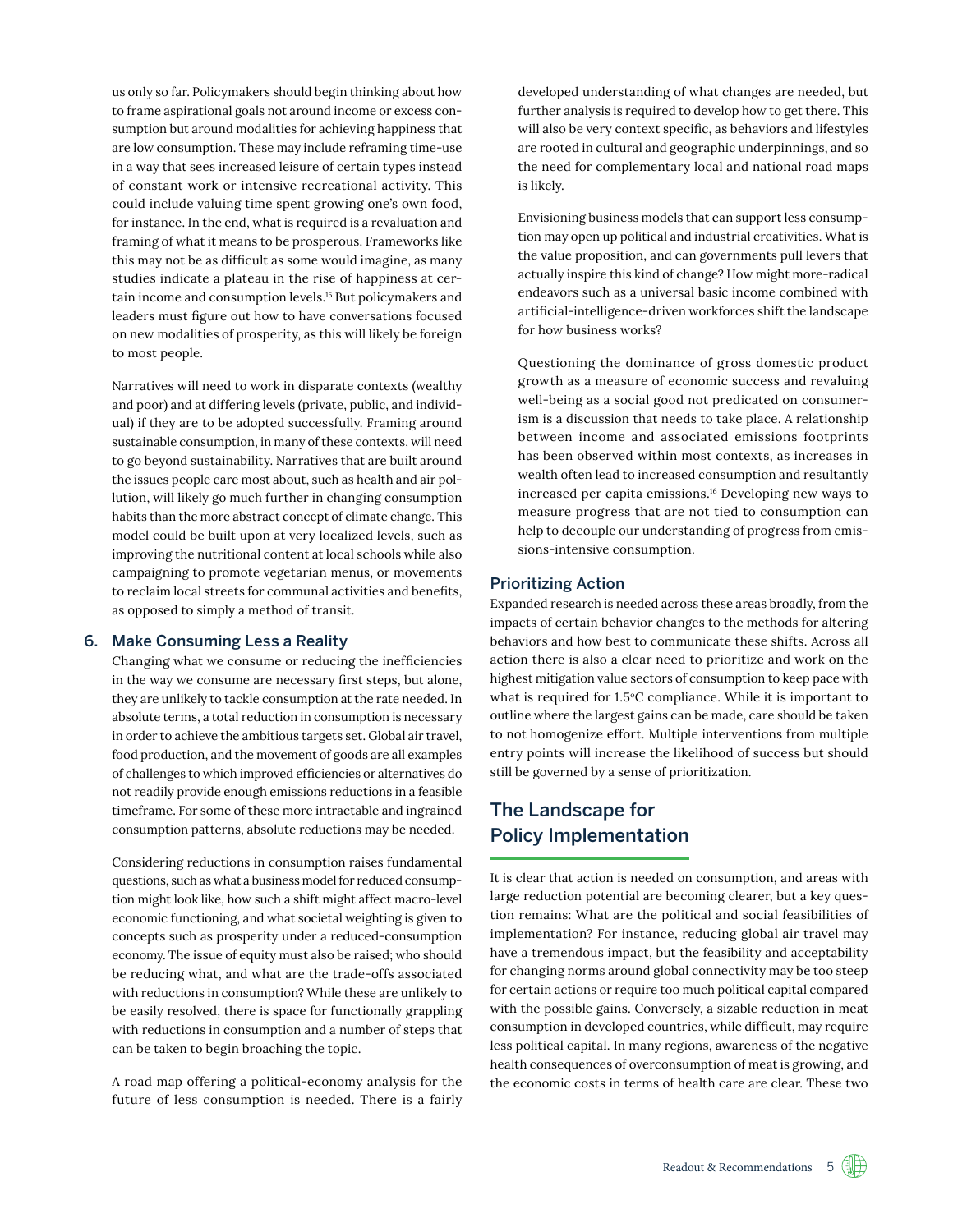us only so far. Policymakers should begin thinking about how to frame aspirational goals not around income or excess consumption but around modalities for achieving happiness that are low consumption. These may include reframing time-use in a way that sees increased leisure of certain types instead of constant work or intensive recreational activity. This could include valuing time spent growing one's own food, for instance. In the end, what is required is a revaluation and framing of what it means to be prosperous. Frameworks like this may not be as difficult as some would imagine, as many studies indicate a plateau in the rise of happiness at certain income and consumption levels.[15] But policymakers and leaders must figure out how to have conversations focused on new modalities of prosperity, as this will likely be foreign to most people.

Narratives will need to work in disparate contexts (wealthy and poor) and at differing levels (private, public, and individual) if they are to be adopted successfully. Framing around sustainable consumption, in many of these contexts, will need to go beyond sustainability. Narratives that are built around the issues people care most about, such as health and air pollution, will likely go much further in changing consumption habits than the more abstract concept of climate change. This model could be built upon at very localized levels, such as improving the nutritional content at local schools while also campaigning to promote vegetarian menus, or movements to reclaim local streets for communal activities and benefits, as opposed to simply a method of transit.

### 6. Make Consuming Less a Reality

Changing what we consume or reducing the inefficiencies in the way we consume are necessary first steps, but alone, they are unlikely to tackle consumption at the rate needed. In absolute terms, a total reduction in consumption is necessary in order to achieve the ambitious targets set. Global air travel, food production, and the movement of goods are all examples of challenges to which improved efficiencies or alternatives do not readily provide enough emissions reductions in a feasible timeframe. For some of these more intractable and ingrained consumption patterns, absolute reductions may be needed.

Considering reductions in consumption raises fundamental questions, such as what a business model for reduced consumption might look like, how such a shift might affect macro-level economic functioning, and what societal weighting is given to concepts such as prosperity under a reduced-consumption economy. The issue of equity must also be raised; who should be reducing what, and what are the trade-offs associated with reductions in consumption? While these are unlikely to be easily resolved, there is space for functionally grappling with reductions in consumption and a number of steps that can be taken to begin broaching the topic.

A road map offering a political-economy analysis for the future of less consumption is needed. There is a fairly developed understanding of what changes are needed, but further analysis is required to develop how to get there. This will also be very context specific, as behaviors and lifestyles are rooted in cultural and geographic underpinnings, and so the need for complementary local and national road maps is likely.

Envisioning business models that can support less consumption may open up political and industrial creativities. What is the value proposition, and can governments pull levers that actually inspire this kind of change? How might more-radical endeavors such as a universal basic income combined with artificial-intelligence-driven workforces shift the landscape for how business works?

Questioning the dominance of gross domestic product growth as a measure of economic success and revaluing well-being as a social good not predicated on consumerism is a discussion that needs to take place. A relationship between income and associated emissions footprints has been observed within most contexts, as increases in wealth often lead to increased consumption and resultantly increased per capita emissions.[16] Developing new ways to measure progress that are not tied to consumption can help to decouple our understanding of progress from emissions-intensive consumption.

### Prioritizing Action

Expanded research is needed across these areas broadly, from the impacts of certain behavior changes to the methods for altering behaviors and how best to communicate these shifts. Across all action there is also a clear need to prioritize and work on the highest mitigation value sectors of consumption to keep pace with what is required for 1.5°C compliance. While it is important to outline where the largest gains can be made, care should be taken to not homogenize effort. Multiple interventions from multiple entry points will increase the likelihood of success but should still be governed by a sense of prioritization.

## The Landscape for Policy Implementation

It is clear that action is needed on consumption, and areas with large reduction potential are becoming clearer, but a key question remains: What are the political and social feasibilities of implementation? For instance, reducing global air travel may have a tremendous impact, but the feasibility and acceptability for changing norms around global connectivity may be too steep for certain actions or require too much political capital compared with the possible gains. Conversely, a sizable reduction in meat consumption in developed countries, while difficult, may require less political capital. In many regions, awareness of the negative health consequences of overconsumption of meat is growing, and the economic costs in terms of health care are clear. These two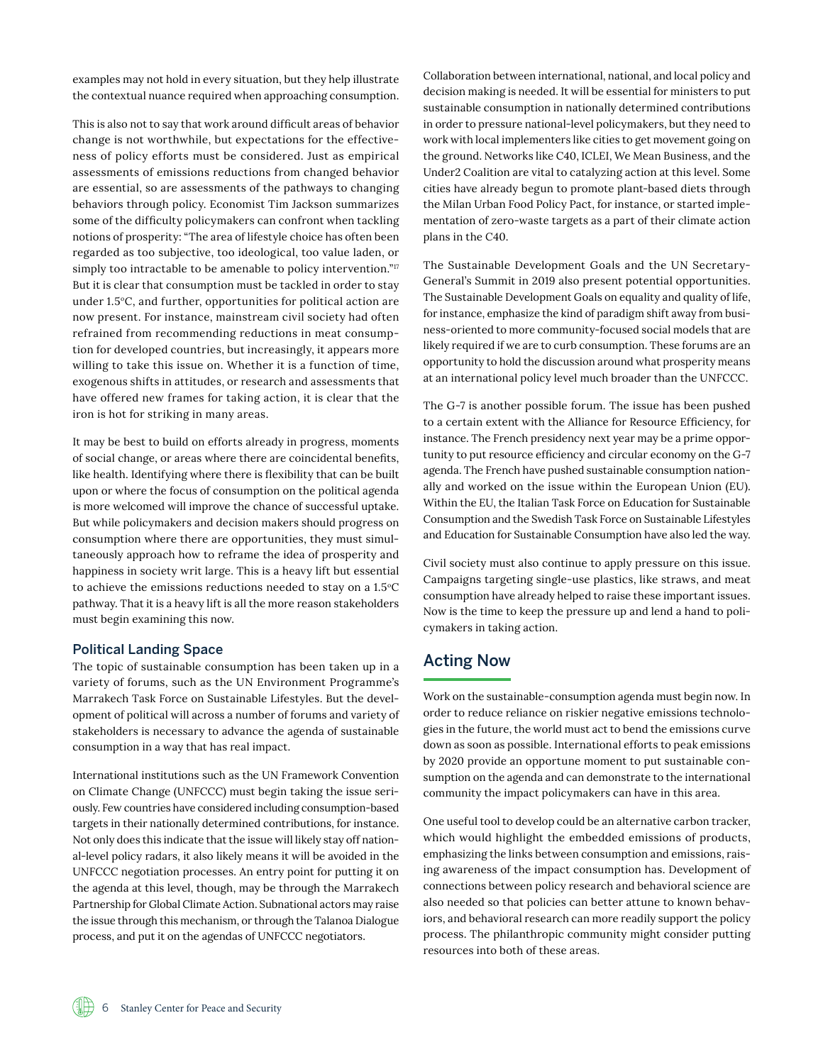examples may not hold in every situation, but they help illustrate the contextual nuance required when approaching consumption.

This is also not to say that work around difficult areas of behavior change is not worthwhile, but expectations for the effectiveness of policy efforts must be considered. Just as empirical assessments of emissions reductions from changed behavior are essential, so are assessments of the pathways to changing behaviors through policy. Economist Tim Jackson summarizes some of the difficulty policymakers can confront when tackling notions of prosperity: "The area of lifestyle choice has often been regarded as too subjective, too ideological, too value laden, or simply too intractable to be amenable to policy intervention."[17] But it is clear that consumption must be tackled in order to stay under 1.5°C, and further, opportunities for political action are now present. For instance, mainstream civil society had often refrained from recommending reductions in meat consumption for developed countries, but increasingly, it appears more willing to take this issue on. Whether it is a function of time, exogenous shifts in attitudes, or research and assessments that have offered new frames for taking action, it is clear that the iron is hot for striking in many areas.

It may be best to build on efforts already in progress, moments of social change, or areas where there are coincidental benefits, like health. Identifying where there is flexibility that can be built upon or where the focus of consumption on the political agenda is more welcomed will improve the chance of successful uptake. But while policymakers and decision makers should progress on consumption where there are opportunities, they must simultaneously approach how to reframe the idea of prosperity and happiness in society writ large. This is a heavy lift but essential to achieve the emissions reductions needed to stay on a 1.5°C pathway. That it is a heavy lift is all the more reason stakeholders must begin examining this now.

### Political Landing Space

The topic of sustainable consumption has been taken up in a variety of forums, such as the UN Environment Programme's Marrakech Task Force on Sustainable Lifestyles. But the development of political will across a number of forums and variety of stakeholders is necessary to advance the agenda of sustainable consumption in a way that has real impact.

International institutions such as the UN Framework Convention on Climate Change (UNFCCC) must begin taking the issue seriously. Few countries have considered including consumption-based targets in their nationally determined contributions, for instance. Not only does this indicate that the issue will likely stay off national-level policy radars, it also likely means it will be avoided in the UNFCCC negotiation processes. An entry point for putting it on the agenda at this level, though, may be through the Marrakech Partnership for Global Climate Action. Subnational actors may raise the issue through this mechanism, or through the Talanoa Dialogue process, and put it on the agendas of UNFCCC negotiators.

Collaboration between international, national, and local policy and decision making is needed. It will be essential for ministers to put sustainable consumption in nationally determined contributions in order to pressure national-level policymakers, but they need to work with local implementers like cities to get movement going on the ground. Networks like C40, ICLEI, We Mean Business, and the Under2 Coalition are vital to catalyzing action at this level. Some cities have already begun to promote plant-based diets through the Milan Urban Food Policy Pact, for instance, or started implementation of zero-waste targets as a part of their climate action plans in the C40.

The Sustainable Development Goals and the UN Secretary-General's Summit in 2019 also present potential opportunities. The Sustainable Development Goals on equality and quality of life, for instance, emphasize the kind of paradigm shift away from business-oriented to more community-focused social models that are likely required if we are to curb consumption. These forums are an opportunity to hold the discussion around what prosperity means at an international policy level much broader than the UNFCCC.

The G-7 is another possible forum. The issue has been pushed to a certain extent with the Alliance for Resource Efficiency, for instance. The French presidency next year may be a prime opportunity to put resource efficiency and circular economy on the G-7 agenda. The French have pushed sustainable consumption nationally and worked on the issue within the European Union (EU). Within the EU, the Italian Task Force on Education for Sustainable Consumption and the Swedish Task Force on Sustainable Lifestyles and Education for Sustainable Consumption have also led the way.

Civil society must also continue to apply pressure on this issue. Campaigns targeting single-use plastics, like straws, and meat consumption have already helped to raise these important issues. Now is the time to keep the pressure up and lend a hand to policymakers in taking action.

## Acting Now

Work on the sustainable-consumption agenda must begin now. In order to reduce reliance on riskier negative emissions technologies in the future, the world must act to bend the emissions curve down as soon as possible. International efforts to peak emissions by 2020 provide an opportune moment to put sustainable consumption on the agenda and can demonstrate to the international community the impact policymakers can have in this area.

One useful tool to develop could be an alternative carbon tracker, which would highlight the embedded emissions of products, emphasizing the links between consumption and emissions, raising awareness of the impact consumption has. Development of connections between policy research and behavioral science are also needed so that policies can better attune to known behaviors, and behavioral research can more readily support the policy process. The philanthropic community might consider putting resources into both of these areas.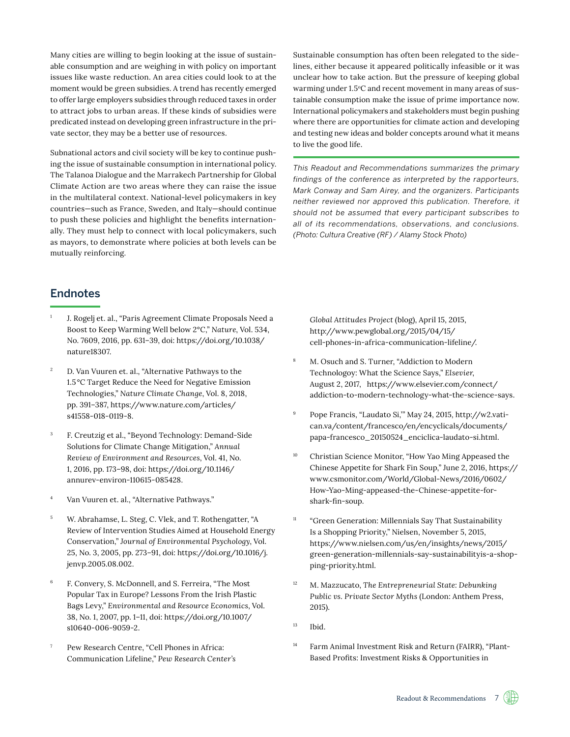Many cities are willing to begin looking at the issue of sustainable consumption and are weighing in with policy on important issues like waste reduction. An area cities could look to at the moment would be green subsidies. A trend has recently emerged to offer large employers subsidies through reduced taxes in order to attract jobs to urban areas. If these kinds of subsidies were predicated instead on developing green infrastructure in the private sector, they may be a better use of resources.

Subnational actors and civil society will be key to continue pushing the issue of sustainable consumption in international policy. The Talanoa Dialogue and the Marrakech Partnership for Global Climate Action are two areas where they can raise the issue in the multilateral context. National-level policymakers in key countries—such as France, Sweden, and Italy—should continue to push these policies and highlight the benefits internationally. They must help to connect with local policymakers, such as mayors, to demonstrate where policies at both levels can be mutually reinforcing.

Sustainable consumption has often been relegated to the sidelines, either because it appeared politically infeasible or it was unclear how to take action. But the pressure of keeping global warming under 1.5°C and recent movement in many areas of sustainable consumption make the issue of prime importance now. International policymakers and stakeholders must begin pushing where there are opportunities for climate action and developing and testing new ideas and bolder concepts around what it means to live the good life.

*This Readout and Recommendations summarizes the primary findings of the conference as interpreted by the rapporteurs, Mark Conway and Sam Airey, and the organizers. Participants neither reviewed nor approved this publication. Therefore, it should not be assumed that every participant subscribes to all of its recommendations, observations, and conclusions. (Photo: Cultura Creative (RF) / Alamy Stock Photo)*

## Endnotes

1. J. Rogelj et. al., "Paris Agreement Climate Proposals Need a Boost to Keep Warming Well below 2°C," *Nature*, Vol. 534, No. 7609, 2016, pp. 631–39, doi: https://doi.org/10.1038/nature18307.

2. D. Van Vuuren et. al., "Alternative Pathways to the 1.5°C Target Reduce the Need for Negative Emission Technologies," *Nature Climate Change*, Vol. 8, 2018, pp. 391–387, https://www.nature.com/articles/s41558-018-0119-8.

3. F. Creutzig et al., "Beyond Technology: Demand-Side Solutions for Climate Change Mitigation," *Annual Review of Environment and Resources*, Vol. 41, No. 1, 2016, pp. 173–98, doi: https://doi.org/10.1146/annurev-environ-110615-085428.

4. Van Vuuren et. al., "Alternative Pathways."

5. W. Abrahamse, L. Steg, C. Vlek, and T. Rothengatter, "A Review of Intervention Studies Aimed at Household Energy Conservation," *Journal of Environmental Psychology*, Vol. 25, No. 3, 2005, pp. 273–91, doi: https://doi.org/10.1016/j.jenvp.2005.08.002.

6. F. Convery, S. McDonnell, and S. Ferreira, "The Most Popular Tax in Europe? Lessons From the Irish Plastic Bags Levy," *Environmental and Resource Economics*, Vol. 38, No. 1, 2007, pp. 1–11, doi: https://doi.org/10.1007/s10640-006-9059-2.

7. Pew Research Centre, "Cell Phones in Africa: Communication Lifeline," *Pew Research Center's Global Attitudes Project* (blog), April 15, 2015, http://www.pewglobal.org/2015/04/15/cell-phones-in-africa-communication-lifeline/.

8. M. Osuch and S. Turner, "Addiction to Modern Technologoy: What the Science Says," *Elsevier*, August 2, 2017, https://www.elsevier.com/connect/addiction-to-modern-technology-what-the-science-says.

9. Pope Francis, "Laudato Si,'" May 24, 2015, http://w2.vatican.va/content/francesco/en/encyclicals/documents/papa-francesco_20150524_enciclica-laudato-si.html.

10. Christian Science Monitor, "How Yao Ming Appeased the Chinese Appetite for Shark Fin Soup," June 2, 2016, https://www.csmonitor.com/World/Global-News/2016/0602/How-Yao-Ming-appeased-the-Chinese-appetite-for-shark-fin-soup.

11. "Green Generation: Millennials Say That Sustainability Is a Shopping Priority," Nielsen, November 5, 2015, https://www.nielsen.com/us/en/insights/news/2015/green-generation-millennials-say-sustainabilityis-a-shopping-priority.html.

12. M. Mazzucato, *The Entrepreneurial State: Debunking Public vs. Private Sector Myths* (London: Anthem Press, 2015).

13. Ibid.

14. Farm Animal Investment Risk and Return (FAIRR), "Plant-Based Profits: Investment Risks & Opportunities in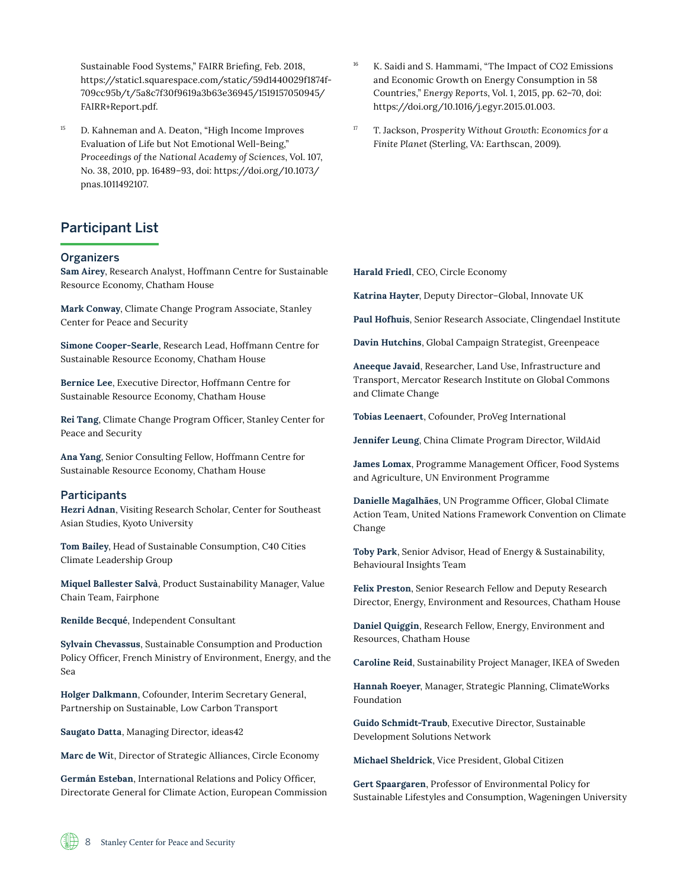Sustainable Food Systems," FAIRR Briefing, Feb. 2018, https://static1.squarespace.com/static/59d1440029f1874f-709cc95b/t/5a8c7f30f9619a3b63e36945/1519157050945/FAIRR+Report.pdf.

15. D. Kahneman and A. Deaton, "High Income Improves Evaluation of Life but Not Emotional Well-Being," *Proceedings of the National Academy of Sciences*, Vol. 107, No. 38, 2010, pp. 16489–93, doi: https://doi.org/10.1073/pnas.1011492107.

16. K. Saidi and S. Hammami, "The Impact of CO2 Emissions and Economic Growth on Energy Consumption in 58 Countries," *Energy Reports*, Vol. 1, 2015, pp. 62–70, doi: https://doi.org/10.1016/j.egyr.2015.01.003.

17. T. Jackson, *Prosperity Without Growth: Economics for a Finite Planet* (Sterling, VA: Earthscan, 2009).

## Participant List

### Organizers

**Sam Airey**, Research Analyst, Hoffmann Centre for Sustainable Resource Economy, Chatham House

**Mark Conway**, Climate Change Program Associate, Stanley Center for Peace and Security

**Simone Cooper-Searle**, Research Lead, Hoffmann Centre for Sustainable Resource Economy, Chatham House

**Bernice Lee**, Executive Director, Hoffmann Centre for Sustainable Resource Economy, Chatham House

**Rei Tang**, Climate Change Program Officer, Stanley Center for Peace and Security

**Ana Yang**, Senior Consulting Fellow, Hoffmann Centre for Sustainable Resource Economy, Chatham House

### Participants

**Hezri Adnan**, Visiting Research Scholar, Center for Southeast Asian Studies, Kyoto University

**Tom Bailey**, Head of Sustainable Consumption, C40 Cities Climate Leadership Group

**Miquel Ballester Salvà**, Product Sustainability Manager, Value Chain Team, Fairphone

**Renilde Becqué**, Independent Consultant

**Sylvain Chevassus**, Sustainable Consumption and Production Policy Officer, French Ministry of Environment, Energy, and the Sea

**Holger Dalkmann**, Cofounder, Interim Secretary General, Partnership on Sustainable, Low Carbon Transport

**Saugato Datta**, Managing Director, ideas42

**Marc de Wit**, Director of Strategic Alliances, Circle Economy

**Germán Esteban**, International Relations and Policy Officer, Directorate General for Climate Action, European Commission

**Harald Friedl**, CEO, Circle Economy

**Katrina Hayter**, Deputy Director–Global, Innovate UK

**Paul Hofhuis**, Senior Research Associate, Clingendael Institute

**Davin Hutchins**, Global Campaign Strategist, Greenpeace

**Aneeque Javaid**, Researcher, Land Use, Infrastructure and Transport, Mercator Research Institute on Global Commons and Climate Change

**Tobias Leenaert**, Cofounder, ProVeg International

**Jennifer Leung**, China Climate Program Director, WildAid

**James Lomax**, Programme Management Officer, Food Systems and Agriculture, UN Environment Programme

**Danielle Magalhães**, UN Programme Officer, Global Climate Action Team, United Nations Framework Convention on Climate Change

**Toby Park**, Senior Advisor, Head of Energy & Sustainability, Behavioural Insights Team

**Felix Preston**, Senior Research Fellow and Deputy Research Director, Energy, Environment and Resources, Chatham House

**Daniel Quiggin**, Research Fellow, Energy, Environment and Resources, Chatham House

**Caroline Reid**, Sustainability Project Manager, IKEA of Sweden

**Hannah Roeyer**, Manager, Strategic Planning, ClimateWorks Foundation

**Guido Schmidt-Traub**, Executive Director, Sustainable Development Solutions Network

**Michael Sheldrick**, Vice President, Global Citizen

**Gert Spaargaren**, Professor of Environmental Policy for Sustainable Lifestyles and Consumption, Wageningen University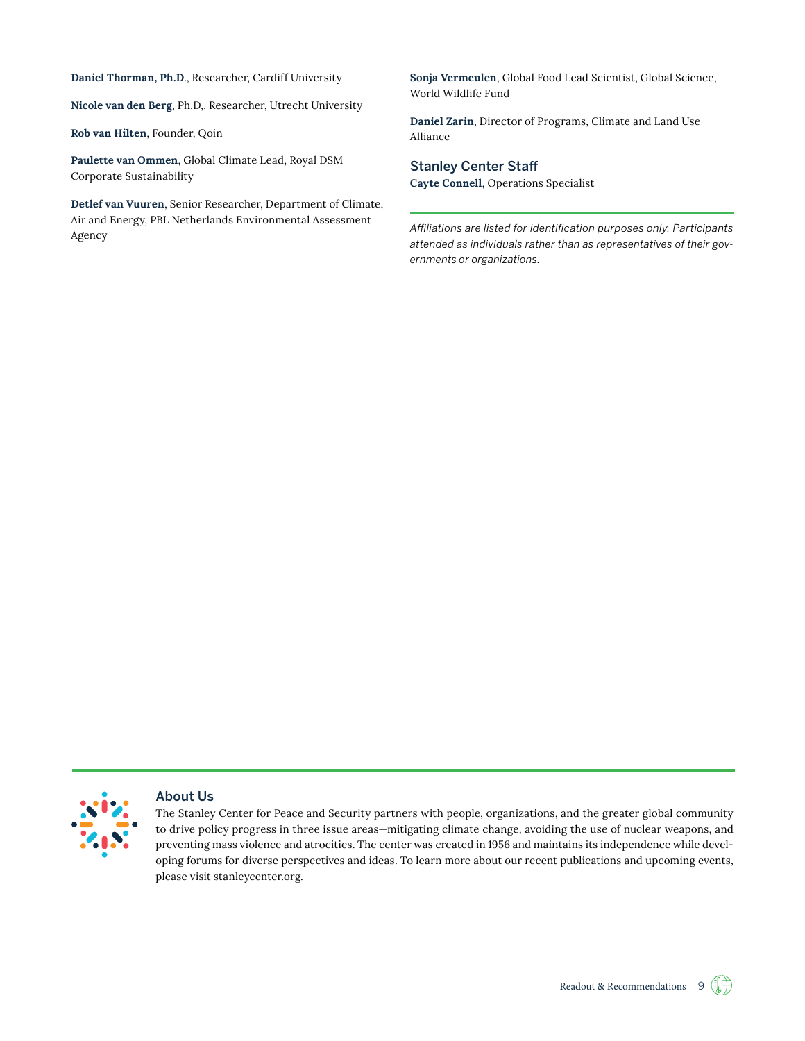**Daniel Thorman, Ph.D.**, Researcher, Cardiff University

**Nicole van den Berg**, Ph.D,. Researcher, Utrecht University

**Rob van Hilten**, Founder, Qoin

**Paulette van Ommen**, Global Climate Lead, Royal DSM Corporate Sustainability

**Detlef van Vuuren**, Senior Researcher, Department of Climate, Air and Energy, PBL Netherlands Environmental Assessment Agency

**Sonja Vermeulen**, Global Food Lead Scientist, Global Science, World Wildlife Fund

**Daniel Zarin**, Director of Programs, Climate and Land Use Alliance

### Stanley Center Staff

**Cayte Connell**, Operations Specialist

*Affiliations are listed for identification purposes only. Participants attended as individuals rather than as representatives of their governments or organizations.*

### About Us

The Stanley Center for Peace and Security partners with people, organizations, and the greater global community to drive policy progress in three issue areas—mitigating climate change, avoiding the use of nuclear weapons, and preventing mass violence and atrocities. The center was created in 1956 and maintains its independence while developing forums for diverse perspectives and ideas. To learn more about our recent publications and upcoming events, please visit stanleycenter.org.